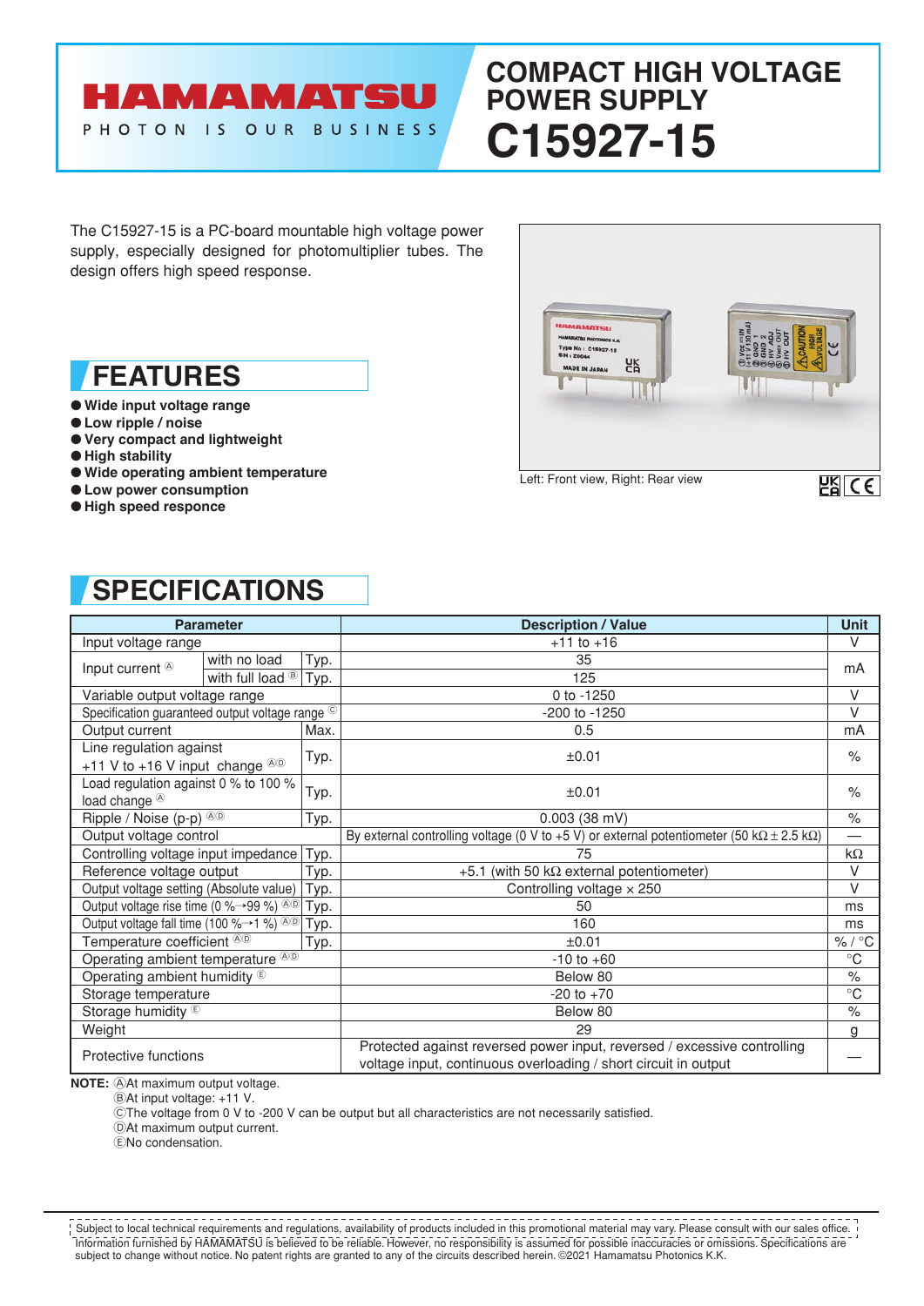# HAMAMATSU

PHOTON IS OUR BUSINESS

# COMPACT HIGH VOLTAGE POWER SUPPLY C15927-15

The C15927-15 is a PC-board mountable high voltage power supply, especially designed for photomultiplier tubes. The design offers high speed response.

Left: Front view, Right: Rear view

## FEATURES

- Wide input voltage range
- Low ripple / noise
- Very compact and lightweight
- High stability
- Wide operating ambient temperature
- Low power consumption
- High speed responce

## SPECIFICATIONS

| Parameter | | | Description / Value | Unit |
|---|---|---|---|---|
| Input voltage range | | | +11 to +16 | V |
| Input current Ⓐ | with no load | Typ. | 35 | mA |
| | with full load Ⓑ | Typ. | 125 | mA |
| Variable output voltage range | | | 0 to -1250 | V |
| Specification guaranteed output voltage range Ⓒ | | | -200 to -1250 | V |
| Output current | | Max. | 0.5 | mA |
| Line regulation against +11 V to +16 V input change ⒶⒹ | | Typ. | ±0.01 | % |
| Load regulation against 0 % to 100 % load change Ⓐ | | Typ. | ±0.01 | % |
| Ripple / Noise (p-p) ⒶⒹ | | Typ. | 0.003 (38 mV) | % |
| Output voltage control | | | By external controlling voltage (0 V to +5 V) or external potentiometer (50 kΩ ± 2.5 kΩ) | — |
| Controlling voltage input impedance | | Typ. | 75 | kΩ |
| Reference voltage output | | Typ. | +5.1 (with 50 kΩ external potentiometer) | V |
| Output voltage setting (Absolute value) | | Typ. | Controlling voltage × 250 | V |
| Output voltage rise time (0 %→99 %) ⒶⒹ | | Typ. | 50 | ms |
| Output voltage fall time (100 %→1 %) ⒶⒹ | | Typ. | 160 | ms |
| Temperature coefficient ⒶⒹ | | Typ. | ±0.01 | % / °C |
| Operating ambient temperature ⒶⒹ | | | -10 to +60 | °C |
| Operating ambient humidity Ⓔ | | | Below 80 | % |
| Storage temperature | | | -20 to +70 | °C |
| Storage humidity Ⓔ | | | Below 80 | % |
| Weight | | | 29 | g |
| Protective functions | | | Protected against reversed power input, reversed / excessive controlling voltage input, continuous overloading / short circuit in output | — |

**NOTE:** ⒶAt maximum output voltage.
ⒷAt input voltage: +11 V.
ⒸThe voltage from 0 V to -200 V can be output but all characteristics are not necessarily satisfied.
ⒹAt maximum output current.
ⒺNo condensation.

Subject to local technical requirements and regulations, availability of products included in this promotional material may vary. Please consult with our sales office. Information furnished by HAMAMATSU is believed to be reliable. However, no responsibility is assumed for possible inaccuracies or omissions. Specifications are subject to change without notice. No patent rights are granted to any of the circuits described herein. ©2021 Hamamatsu Photonics K.K.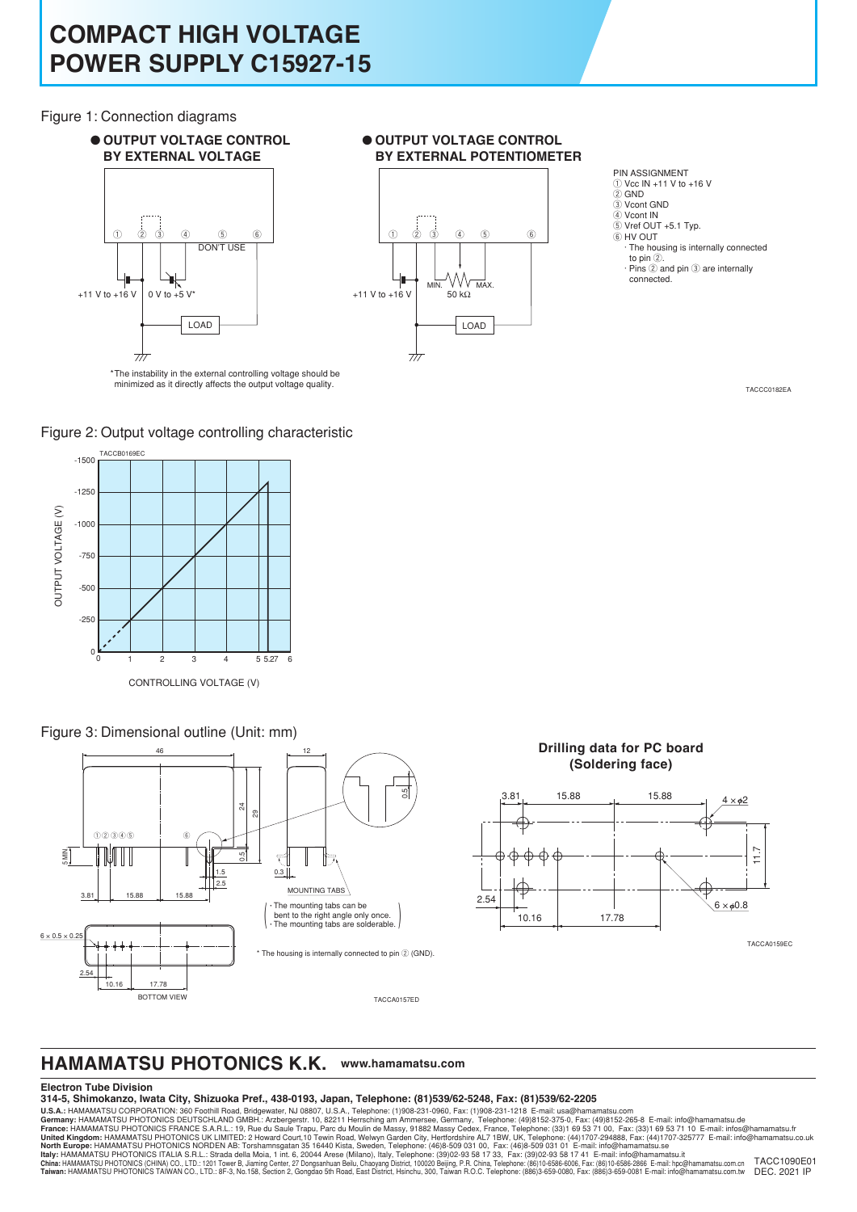# COMPACT HIGH VOLTAGE POWER SUPPLY C15927-15

Figure 1: Connection diagrams

**● OUTPUT VOLTAGE CONTROL BY EXTERNAL VOLTAGE**

① ② ③ ④ ⑤ ⑥

DON'T USE

+11 V to +16 V

0 V to +5 V*

LOAD

*The instability in the external controlling voltage should be minimized as it directly affects the output voltage quality.

**● OUTPUT VOLTAGE CONTROL BY EXTERNAL POTENTIOMETER**

① ② ③ ④ ⑤ ⑥

+11 V to +16 V

MIN. MAX.

50 kΩ

LOAD

PIN ASSIGNMENT
① Vcc IN +11 V to +16 V
② GND
③ Vcont GND
④ Vcont IN
⑤ Vref OUT +5.1 Typ.
⑥ HV OUT
· The housing is internally connected to pin ②.
· Pins ② and pin ③ are internally connected.

TACCC0182EA

Figure 2: Output voltage controlling characteristic

TACCB0169EC

OUTPUT VOLTAGE (V)

-1500
-1250
-1000
-750
-500
-250
0

0 1 2 3 4 5 5.27 6

CONTROLLING VOLTAGE (V)

Figure 3: Dimensional outline (Unit: mm)

46
12
24
29
0.5
①②③④⑤ ⑥
5 MIN.
0.5
1.5
2.5
0.3
3.81 15.88 15.88
MOUNTING TABS
· The mounting tabs can be bent to the right angle only once.
· The mounting tabs are solderable.
6 × 0.5 × 0.25
2.54
10.16 17.78
BOTTOM VIEW

* The housing is internally connected to pin ② (GND).

TACCA0157ED

**Drilling data for PC board (Soldering face)**

3.81 15.88 15.88
4 × ϕ2
11.7
2.54
6 × ϕ0.8
10.16 17.78

TACCA0159EC

## HAMAMATSU PHOTONICS K.K. www.hamamatsu.com

**Electron Tube Division**

**314-5, Shimokanzo, Iwata City, Shizuoka Pref., 438-0193, Japan, Telephone: (81)539/62-5248, Fax: (81)539/62-2205**

**U.S.A.:** HAMAMATSU CORPORATION: 360 Foothill Road, Bridgewater, NJ 08807, U.S.A., Telephone: (1)908-231-0960, Fax: (1)908-231-1218 E-mail: usa@hamamatsu.com
**Germany:** HAMAMATSU PHOTONICS DEUTSCHLAND GMBH.: Arzbergerstr. 10, 82211 Herrsching am Ammersee, Germany, Telephone: (49)8152-375-0, Fax: (49)8152-265-8 E-mail: info@hamamatsu.de
**France:** HAMAMATSU PHOTONICS FRANCE S.A.R.L.: 19, Rue du Saule Trapu, Parc du Moulin de Massy, 91882 Massy Cedex, France, Telephone: (33)1 69 53 71 00, Fax: (33)1 69 53 71 10 E-mail: infos@hamamatsu.fr
**United Kingdom:** HAMAMATSU PHOTONICS UK LIMITED: 2 Howard Court,10 Tewin Road, Welwyn Garden City, Hertfordshire AL7 1BW, UK, Telephone: (44)1707-294888, Fax: (44)1707-325777 E-mail: info@hamamatsu.co.uk
**North Europe:** HAMAMATSU PHOTONICS NORDEN AB: Torshamnsgatan 35 16440 Kista, Sweden, Telephone: (46)8-509 031 00, Fax: (46)8-509 031 01 E-mail: info@hamamatsu.se
**Italy:** HAMAMATSU PHOTONICS ITALIA S.R.L.: Strada della Moia, 1 int. 6, 20044 Arese (Milano), Italy, Telephone: (39)02-93 58 17 33, Fax: (39)02-93 58 17 41 E-mail: info@hamamatsu.it
**China:** HAMAMATSU PHOTONICS (CHINA) CO., LTD.: 1201 Tower B, Jiaming Center, 27 Dongsanhuan Beilu, Chaoyang District, 100020 Beijing, P.R. China, Telephone: (86)10-6586-6006, Fax: (86)10-6586-2866 E-mail: hpc@hamamatsu.com.cn
**Taiwan:** HAMAMATSU PHOTONICS TAIWAN CO., LTD.: 8F-3, No.158, Section 2, Gongdao 5th Road, East District, Hsinchu, 300, Taiwan R.O.C. Telephone: (886)3-659-0080, Fax: (886)3-659-0081 E-mail: info@hamamatsu.com.tw

TACC1090E01
DEC. 2021 IP